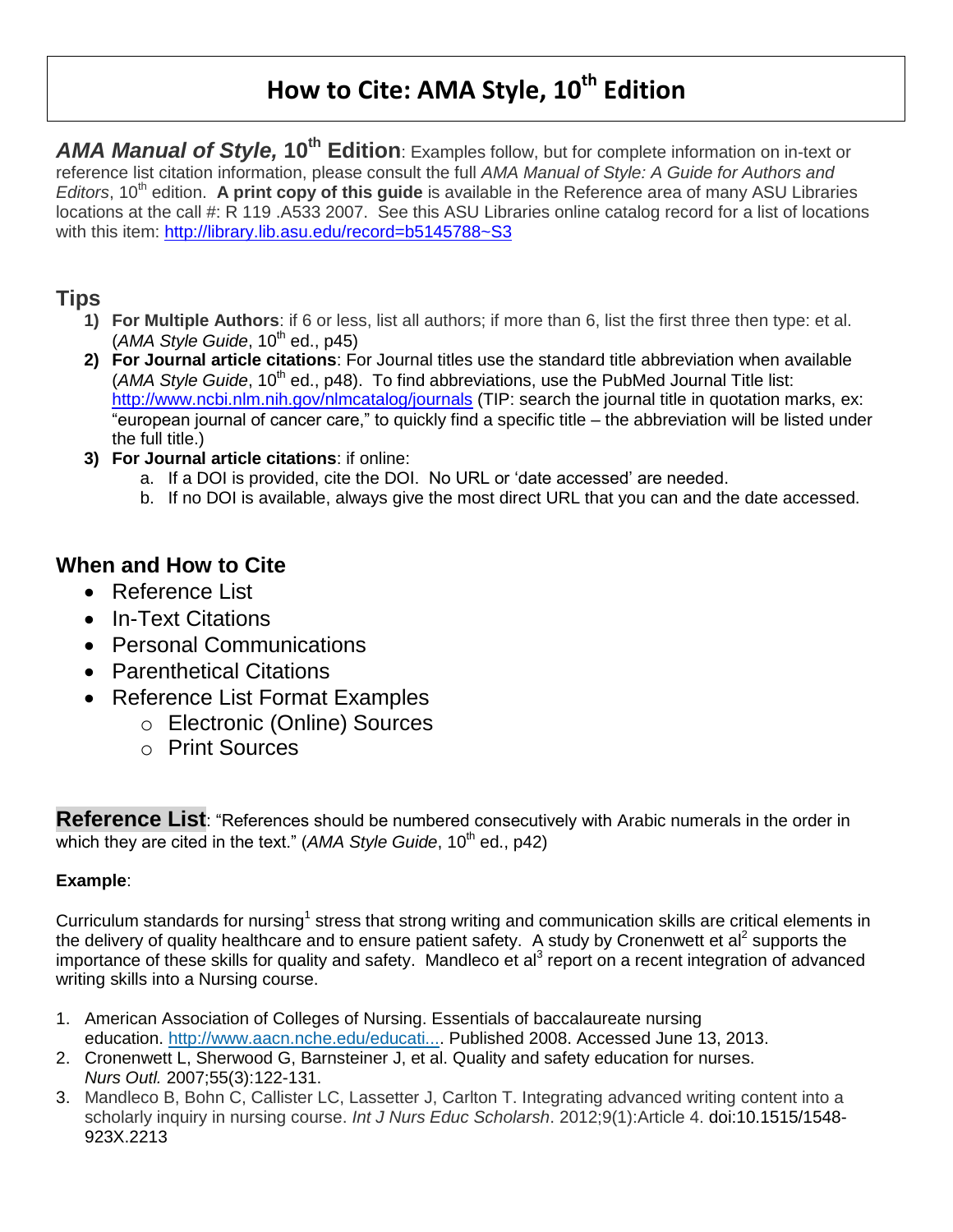# How to Cite: AMA Style, 10th Edition

***AMA Manual of Style,* 10th Edition**: Examples follow, but for complete information on in-text or reference list citation information, please consult the full *AMA Manual of Style: A Guide for Authors and Editors*, 10th edition. **A print copy of this guide** is available in the Reference area of many ASU Libraries locations at the call #: R 119 .A533 2007. See this ASU Libraries online catalog record for a list of locations with this item: http://library.lib.asu.edu/record=b5145788~S3

## Tips

1) **For Multiple Authors**: if 6 or less, list all authors; if more than 6, list the first three then type: et al. (*AMA Style Guide*, 10th ed., p45)
2) **For Journal article citations**: For Journal titles use the standard title abbreviation when available (*AMA Style Guide*, 10th ed., p48). To find abbreviations, use the PubMed Journal Title list: http://www.ncbi.nlm.nih.gov/nlmcatalog/journals (TIP: search the journal title in quotation marks, ex: "european journal of cancer care," to quickly find a specific title – the abbreviation will be listed under the full title.)
3) **For Journal article citations**: if online:
   a. If a DOI is provided, cite the DOI. No URL or 'date accessed' are needed.
   b. If no DOI is available, always give the most direct URL that you can and the date accessed.

## When and How to Cite

- Reference List
- In-Text Citations
- Personal Communications
- Parenthetical Citations
- Reference List Format Examples
  - Electronic (Online) Sources
  - Print Sources

**Reference List**: "References should be numbered consecutively with Arabic numerals in the order in which they are cited in the text." (*AMA Style Guide*, 10th ed., p42)

**Example**:

Curriculum standards for nursing[1] stress that strong writing and communication skills are critical elements in the delivery of quality healthcare and to ensure patient safety. A study by Cronenwett et al[2] supports the importance of these skills for quality and safety. Mandleco et al[3] report on a recent integration of advanced writing skills into a Nursing course.

1. American Association of Colleges of Nursing. Essentials of baccalaureate nursing education. http://www.aacn.nche.edu/educati.... Published 2008. Accessed June 13, 2013.
2. Cronenwett L, Sherwood G, Barnsteiner J, et al. Quality and safety education for nurses. *Nurs Outl.* 2007;55(3):122-131.
3. Mandleco B, Bohn C, Callister LC, Lassetter J, Carlton T. Integrating advanced writing content into a scholarly inquiry in nursing course. *Int J Nurs Educ Scholarsh*. 2012;9(1):Article 4. doi:10.1515/1548-923X.2213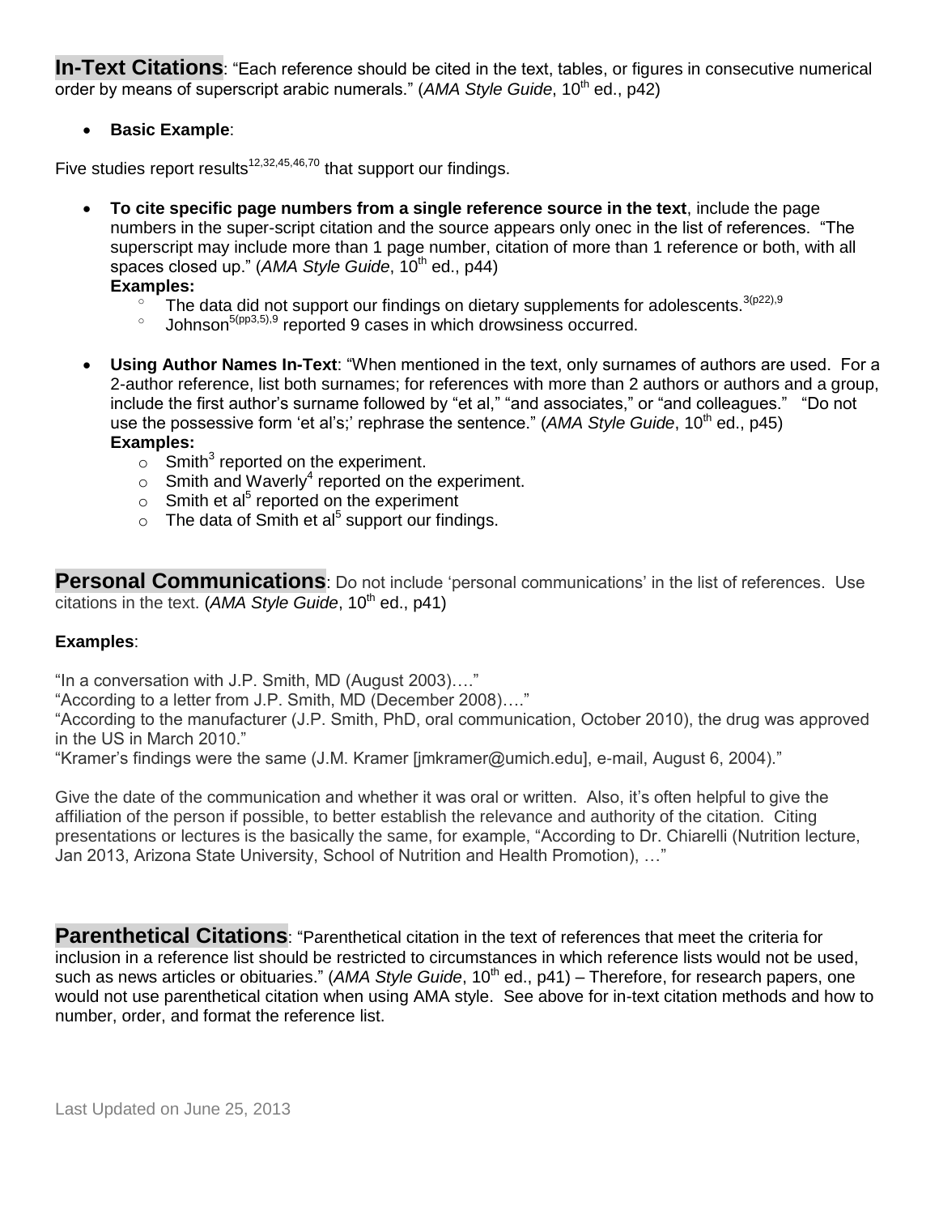**In-Text Citations**: "Each reference should be cited in the text, tables, or figures in consecutive numerical order by means of superscript arabic numerals." (*AMA Style Guide*, 10th ed., p42)

- **Basic Example**:

Five studies report results[12,32,45,46,70] that support our findings.

- **To cite specific page numbers from a single reference source in the text**, include the page numbers in the super-script citation and the source appears only onec in the list of references. "The superscript may include more than 1 page number, citation of more than 1 reference or both, with all spaces closed up." (*AMA Style Guide*, 10th ed., p44)
  **Examples:**
  - The data did not support our findings on dietary supplements for adolescents.[3(p22),9]
  - Johnson[5(pp3,5),9] reported 9 cases in which drowsiness occurred.

- **Using Author Names In-Text**: "When mentioned in the text, only surnames of authors are used. For a 2-author reference, list both surnames; for references with more than 2 authors or authors and a group, include the first author's surname followed by "et al," "and associates," or "and colleagues." "Do not use the possessive form 'et al's;' rephrase the sentence." (*AMA Style Guide*, 10th ed., p45)
  **Examples:**
  - Smith[3] reported on the experiment.
  - Smith and Waverly[4] reported on the experiment.
  - Smith et al[5] reported on the experiment
  - The data of Smith et al[5] support our findings.

**Personal Communications**: Do not include 'personal communications' in the list of references. Use citations in the text. (*AMA Style Guide*, 10th ed., p41)

**Examples**:

"In a conversation with J.P. Smith, MD (August 2003)…."
"According to a letter from J.P. Smith, MD (December 2008)…."
"According to the manufacturer (J.P. Smith, PhD, oral communication, October 2010), the drug was approved in the US in March 2010."
"Kramer's findings were the same (J.M. Kramer [jmkramer@umich.edu], e-mail, August 6, 2004)."

Give the date of the communication and whether it was oral or written. Also, it's often helpful to give the affiliation of the person if possible, to better establish the relevance and authority of the citation. Citing presentations or lectures is the basically the same, for example, "According to Dr. Chiarelli (Nutrition lecture, Jan 2013, Arizona State University, School of Nutrition and Health Promotion), …"

**Parenthetical Citations**: "Parenthetical citation in the text of references that meet the criteria for inclusion in a reference list should be restricted to circumstances in which reference lists would not be used, such as news articles or obituaries." (*AMA Style Guide*, 10th ed., p41) – Therefore, for research papers, one would not use parenthetical citation when using AMA style. See above for in-text citation methods and how to number, order, and format the reference list.

Last Updated on June 25, 2013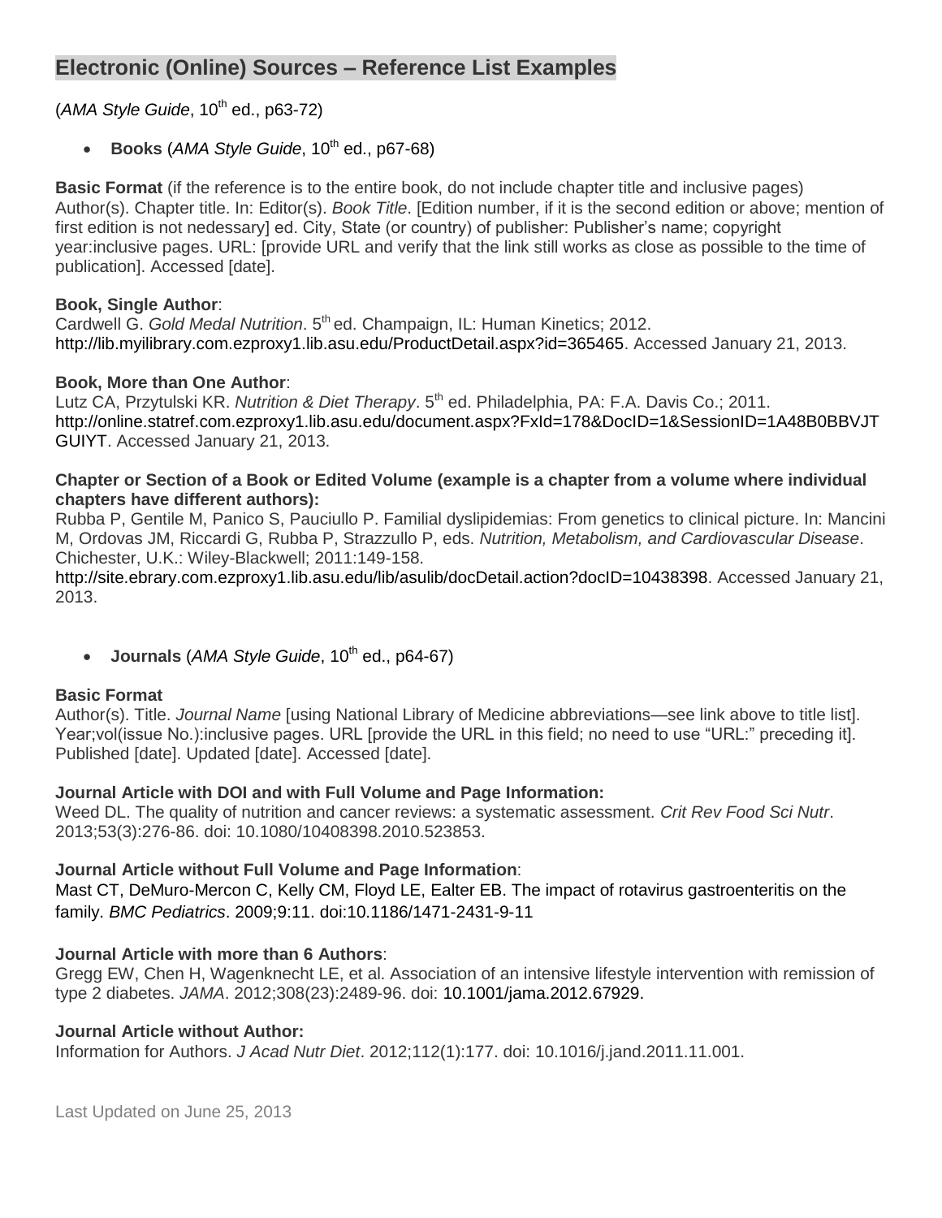## Electronic (Online) Sources – Reference List Examples

(*AMA Style Guide*, 10th ed., p63-72)

- **Books** (*AMA Style Guide*, 10th ed., p67-68)

**Basic Format** (if the reference is to the entire book, do not include chapter title and inclusive pages)
Author(s). Chapter title. In: Editor(s). *Book Title*. [Edition number, if it is the second edition or above; mention of first edition is not nedessary] ed. City, State (or country) of publisher: Publisher's name; copyright year:inclusive pages. URL: [provide URL and verify that the link still works as close as possible to the time of publication]. Accessed [date].

**Book, Single Author**:
Cardwell G. *Gold Medal Nutrition*. 5th ed. Champaign, IL: Human Kinetics; 2012. http://lib.myilibrary.com.ezproxy1.lib.asu.edu/ProductDetail.aspx?id=365465. Accessed January 21, 2013.

**Book, More than One Author**:
Lutz CA, Przytulski KR. *Nutrition & Diet Therapy*. 5th ed. Philadelphia, PA: F.A. Davis Co.; 2011. http://online.statref.com.ezproxy1.lib.asu.edu/document.aspx?FxId=178&DocID=1&SessionID=1A48B0BBVJTGUIYT. Accessed January 21, 2013.

**Chapter or Section of a Book or Edited Volume (example is a chapter from a volume where individual chapters have different authors):**
Rubba P, Gentile M, Panico S, Pauciullo P. Familial dyslipidemias: From genetics to clinical picture. In: Mancini M, Ordovas JM, Riccardi G, Rubba P, Strazzullo P, eds. *Nutrition, Metabolism, and Cardiovascular Disease*. Chichester, U.K.: Wiley-Blackwell; 2011:149-158.
http://site.ebrary.com.ezproxy1.lib.asu.edu/lib/asulib/docDetail.action?docID=10438398. Accessed January 21, 2013.

- **Journals** (*AMA Style Guide*, 10th ed., p64-67)

**Basic Format**
Author(s). Title. *Journal Name* [using National Library of Medicine abbreviations—see link above to title list]. Year;vol(issue No.):inclusive pages. URL [provide the URL in this field; no need to use "URL:" preceding it]. Published [date]. Updated [date]. Accessed [date].

**Journal Article with DOI and with Full Volume and Page Information:**
Weed DL. The quality of nutrition and cancer reviews: a systematic assessment. *Crit Rev Food Sci Nutr*. 2013;53(3):276-86. doi: 10.1080/10408398.2010.523853.

**Journal Article without Full Volume and Page Information**:
Mast CT, DeMuro-Mercon C, Kelly CM, Floyd LE, Ealter EB. The impact of rotavirus gastroenteritis on the family. *BMC Pediatrics*. 2009;9:11. doi:10.1186/1471-2431-9-11

**Journal Article with more than 6 Authors**:
Gregg EW, Chen H, Wagenknecht LE, et al. Association of an intensive lifestyle intervention with remission of type 2 diabetes. *JAMA*. 2012;308(23):2489-96. doi: 10.1001/jama.2012.67929.

**Journal Article without Author:**
Information for Authors. *J Acad Nutr Diet*. 2012;112(1):177. doi: 10.1016/j.jand.2011.11.001.

Last Updated on June 25, 2013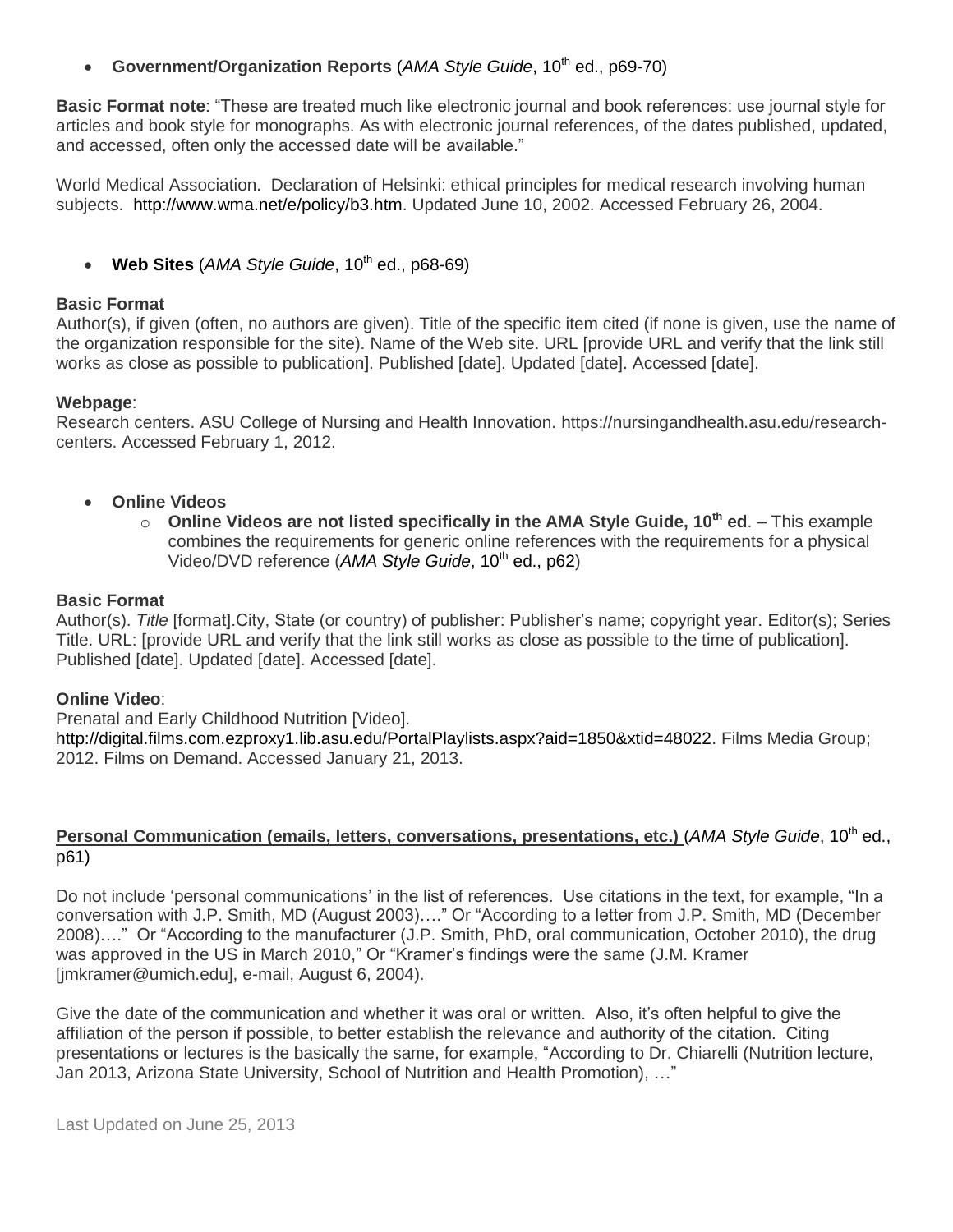- **Government/Organization Reports** (*AMA Style Guide*, 10th ed., p69-70)

**Basic Format note**: "These are treated much like electronic journal and book references: use journal style for articles and book style for monographs. As with electronic journal references, of the dates published, updated, and accessed, often only the accessed date will be available."

World Medical Association. Declaration of Helsinki: ethical principles for medical research involving human subjects. http://www.wma.net/e/policy/b3.htm. Updated June 10, 2002. Accessed February 26, 2004.

- **Web Sites** (*AMA Style Guide*, 10th ed., p68-69)

**Basic Format**
Author(s), if given (often, no authors are given). Title of the specific item cited (if none is given, use the name of the organization responsible for the site). Name of the Web site. URL [provide URL and verify that the link still works as close as possible to publication]. Published [date]. Updated [date]. Accessed [date].

**Webpage**:
Research centers. ASU College of Nursing and Health Innovation. https://nursingandhealth.asu.edu/research-centers. Accessed February 1, 2012.

- **Online Videos**
  - **Online Videos are not listed specifically in the AMA Style Guide, 10th ed**. – This example combines the requirements for generic online references with the requirements for a physical Video/DVD reference (*AMA Style Guide*, 10th ed., p62)

**Basic Format**
Author(s). *Title* [format].City, State (or country) of publisher: Publisher's name; copyright year. Editor(s); Series Title. URL: [provide URL and verify that the link still works as close as possible to the time of publication]. Published [date]. Updated [date]. Accessed [date].

**Online Video**:
Prenatal and Early Childhood Nutrition [Video].
http://digital.films.com.ezproxy1.lib.asu.edu/PortalPlaylists.aspx?aid=1850&xtid=48022. Films Media Group; 2012. Films on Demand. Accessed January 21, 2013.

**Personal Communication (emails, letters, conversations, presentations, etc.)** (*AMA Style Guide*, 10th ed., p61)

Do not include 'personal communications' in the list of references. Use citations in the text, for example, "In a conversation with J.P. Smith, MD (August 2003)…." Or "According to a letter from J.P. Smith, MD (December 2008)…." Or "According to the manufacturer (J.P. Smith, PhD, oral communication, October 2010), the drug was approved in the US in March 2010," Or "Kramer's findings were the same (J.M. Kramer [jmkramer@umich.edu], e-mail, August 6, 2004).

Give the date of the communication and whether it was oral or written. Also, it's often helpful to give the affiliation of the person if possible, to better establish the relevance and authority of the citation. Citing presentations or lectures is the basically the same, for example, "According to Dr. Chiarelli (Nutrition lecture, Jan 2013, Arizona State University, School of Nutrition and Health Promotion), …"

Last Updated on June 25, 2013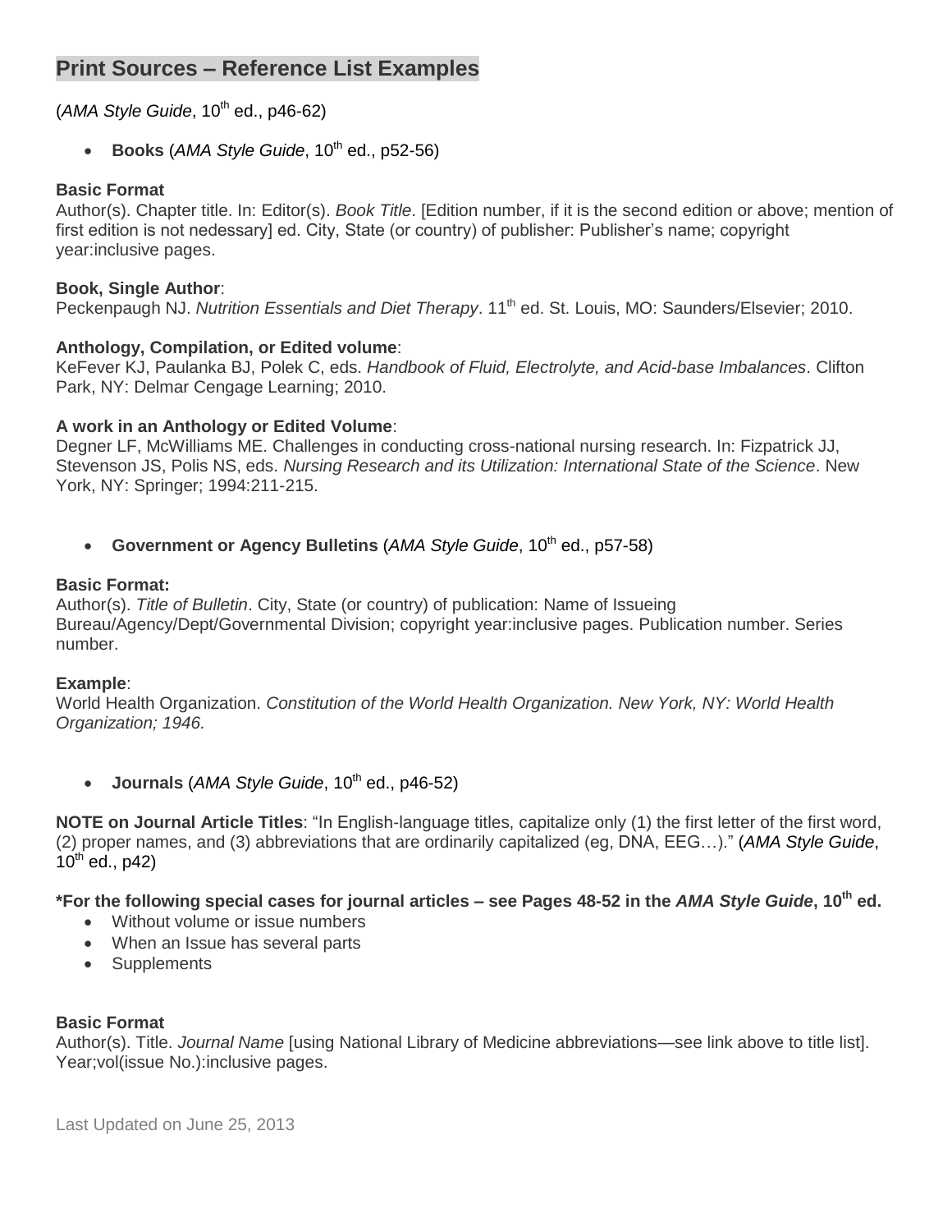## Print Sources – Reference List Examples

(*AMA Style Guide*, 10th ed., p46-62)

- **Books** (*AMA Style Guide*, 10th ed., p52-56)

**Basic Format**
Author(s). Chapter title. In: Editor(s). *Book Title*. [Edition number, if it is the second edition or above; mention of first edition is not nedessary] ed. City, State (or country) of publisher: Publisher's name; copyright year:inclusive pages.

**Book, Single Author**:
Peckenpaugh NJ. *Nutrition Essentials and Diet Therapy*. 11th ed. St. Louis, MO: Saunders/Elsevier; 2010.

**Anthology, Compilation, or Edited volume**:
KeFever KJ, Paulanka BJ, Polek C, eds. *Handbook of Fluid, Electrolyte, and Acid-base Imbalances*. Clifton Park, NY: Delmar Cengage Learning; 2010.

**A work in an Anthology or Edited Volume**:
Degner LF, McWilliams ME. Challenges in conducting cross-national nursing research. In: Fizpatrick JJ, Stevenson JS, Polis NS, eds. *Nursing Research and its Utilization: International State of the Science*. New York, NY: Springer; 1994:211-215.

- **Government or Agency Bulletins** (*AMA Style Guide*, 10th ed., p57-58)

**Basic Format:**
Author(s). *Title of Bulletin*. City, State (or country) of publication: Name of Issueing Bureau/Agency/Dept/Governmental Division; copyright year:inclusive pages. Publication number. Series number.

**Example**:
World Health Organization. *Constitution of the World Health Organization. New York, NY: World Health Organization; 1946.*

- **Journals** (*AMA Style Guide*, 10th ed., p46-52)

**NOTE on Journal Article Titles**: "In English-language titles, capitalize only (1) the first letter of the first word, (2) proper names, and (3) abbreviations that are ordinarily capitalized (eg, DNA, EEG…)." (*AMA Style Guide*, 10th ed., p42)

**\*For the following special cases for journal articles – see Pages 48-52 in the *AMA Style Guide*, 10th ed.**

- Without volume or issue numbers
- When an Issue has several parts
- Supplements

**Basic Format**
Author(s). Title. *Journal Name* [using National Library of Medicine abbreviations—see link above to title list]. Year;vol(issue No.):inclusive pages.

Last Updated on June 25, 2013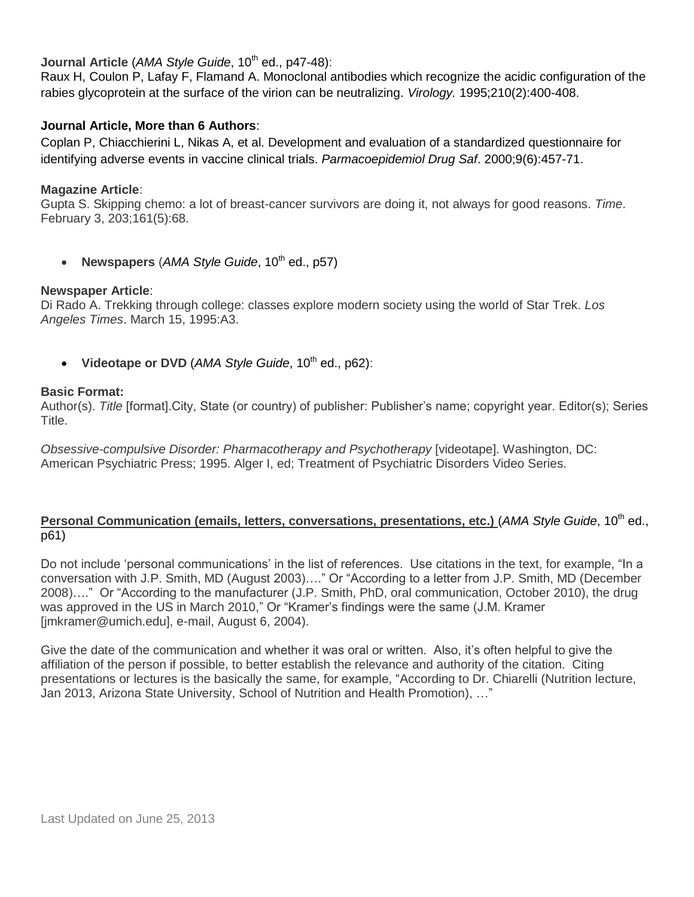**Journal Article** (*AMA Style Guide*, 10th ed., p47-48):
Raux H, Coulon P, Lafay F, Flamand A. Monoclonal antibodies which recognize the acidic configuration of the rabies glycoprotein at the surface of the virion can be neutralizing. *Virology.* 1995;210(2):400-408.

**Journal Article, More than 6 Authors**:
Coplan P, Chiacchierini L, Nikas A, et al. Development and evaluation of a standardized questionnaire for identifying adverse events in vaccine clinical trials. *Parmacoepidemiol Drug Saf*. 2000;9(6):457-71.

**Magazine Article**:
Gupta S. Skipping chemo: a lot of breast-cancer survivors are doing it, not always for good reasons. *Time*. February 3, 203;161(5):68.

- **Newspapers** (*AMA Style Guide*, 10th ed., p57)

**Newspaper Article**:
Di Rado A. Trekking through college: classes explore modern society using the world of Star Trek. *Los Angeles Times*. March 15, 1995:A3.

- **Videotape or DVD** (*AMA Style Guide*, 10th ed., p62):

**Basic Format:**
Author(s). *Title* [format].City, State (or country) of publisher: Publisher's name; copyright year. Editor(s); Series Title.

*Obsessive-compulsive Disorder: Pharmacotherapy and Psychotherapy* [videotape]. Washington, DC: American Psychiatric Press; 1995. Alger I, ed; Treatment of Psychiatric Disorders Video Series.

**Personal Communication (emails, letters, conversations, presentations, etc.)** (*AMA Style Guide*, 10th ed., p61)

Do not include 'personal communications' in the list of references. Use citations in the text, for example, "In a conversation with J.P. Smith, MD (August 2003)…." Or "According to a letter from J.P. Smith, MD (December 2008)…." Or "According to the manufacturer (J.P. Smith, PhD, oral communication, October 2010), the drug was approved in the US in March 2010," Or "Kramer's findings were the same (J.M. Kramer [jmkramer@umich.edu], e-mail, August 6, 2004).

Give the date of the communication and whether it was oral or written. Also, it's often helpful to give the affiliation of the person if possible, to better establish the relevance and authority of the citation. Citing presentations or lectures is the basically the same, for example, "According to Dr. Chiarelli (Nutrition lecture, Jan 2013, Arizona State University, School of Nutrition and Health Promotion), …"

Last Updated on June 25, 2013